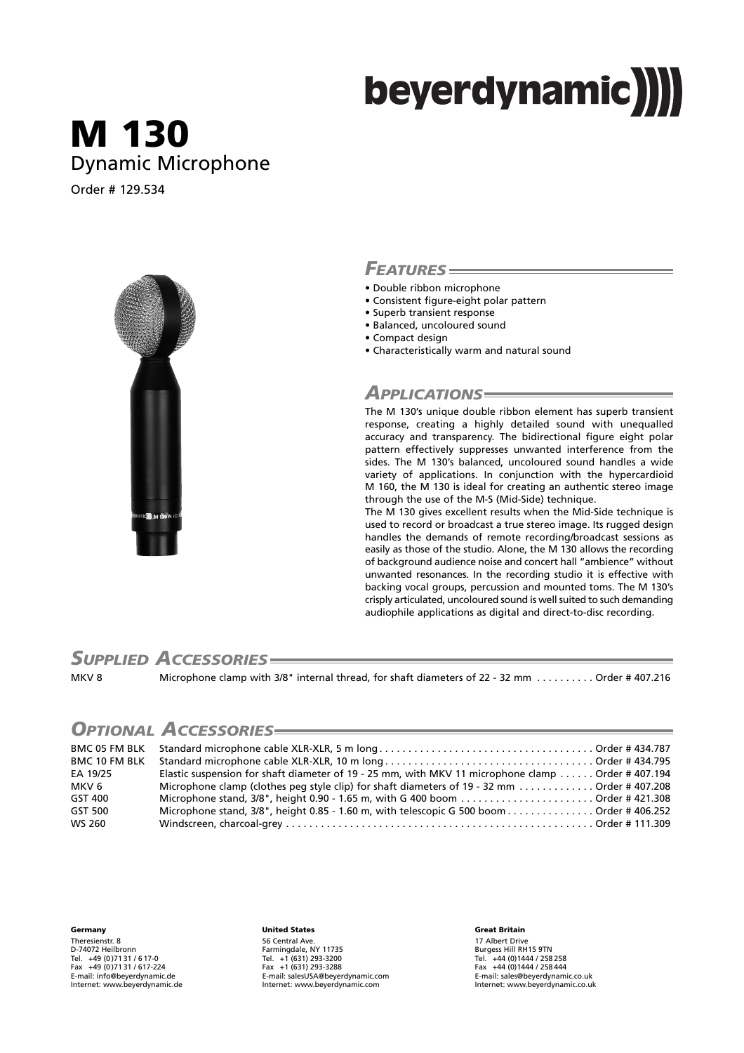beyerdynamic

# M 130
## Dynamic Microphone

Order # 129.534

## *Features*

- Double ribbon microphone
- Consistent figure-eight polar pattern
- Superb transient response
- Balanced, uncoloured sound
- Compact design
- Characteristically warm and natural sound

## *Applications*

The M 130's unique double ribbon element has superb transient response, creating a highly detailed sound with unequalled accuracy and transparency. The bidirectional figure eight polar pattern effectively suppresses unwanted interference from the sides. The M 130's balanced, uncoloured sound handles a wide variety of applications. In conjunction with the hypercardioid M 160, the M 130 is ideal for creating an authentic stereo image through the use of the M-S (Mid-Side) technique.

The M 130 gives excellent results when the Mid-Side technique is used to record or broadcast a true stereo image. Its rugged design handles the demands of remote recording/broadcast sessions as easily as those of the studio. Alone, the M 130 allows the recording of background audience noise and concert hall "ambience" without unwanted resonances. In the recording studio it is effective with backing vocal groups, percussion and mounted toms. The M 130's crisply articulated, uncoloured sound is well suited to such demanding audiophile applications as digital and direct-to-disc recording.

## *Supplied Accessories*

| | | |
|---|---|---|
| MKV 8 | Microphone clamp with 3/8" internal thread, for shaft diameters of 22 - 32 mm | Order # 407.216 |

## *Optional Accessories*

| | | |
|---|---|---|
| BMC 05 FM BLK | Standard microphone cable XLR-XLR, 5 m long | Order # 434.787 |
| BMC 10 FM BLK | Standard microphone cable XLR-XLR, 10 m long | Order # 434.795 |
| EA 19/25 | Elastic suspension for shaft diameter of 19 - 25 mm, with MKV 11 microphone clamp | Order # 407.194 |
| MKV 6 | Microphone clamp (clothes peg style clip) for shaft diameters of 19 - 32 mm | Order # 407.208 |
| GST 400 | Microphone stand, 3/8", height 0.90 - 1.65 m, with G 400 boom | Order # 421.308 |
| GST 500 | Microphone stand, 3/8", height 0.85 - 1.60 m, with telescopic G 500 boom | Order # 406.252 |
| WS 260 | Windscreen, charcoal-grey | Order # 111.309 |

**Germany**
Theresienstr. 8
D-74072 Heilbronn
Tel. +49 (0)71 31 / 6 17-0
Fax +49 (0)71 31 / 617-224
E-mail: info@beyerdynamic.de
Internet: www.beyerdynamic.de

**United States**
56 Central Ave.
Farmingdale, NY 11735
Tel. +1 (631) 293-3200
Fax +1 (631) 293-3288
E-mail: salesUSA@beyerdynamic.com
Internet: www.beyerdynamic.com

**Great Britain**
17 Albert Drive
Burgess Hill RH15 9TN
Tel. +44 (0)1444 / 258 258
Fax +44 (0)1444 / 258 444
E-mail: sales@beyerdynamic.co.uk
Internet: www.beyerdynamic.co.uk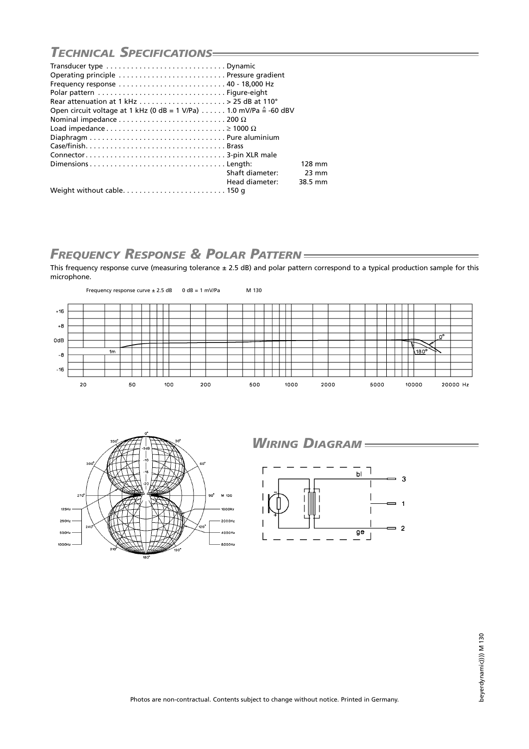## *Technical Specifications*

Transducer type . . . . . . . . . . . . . . . . . . . . . . . . . . . . Dynamic
Operating principle . . . . . . . . . . . . . . . . . . . . . . . . . . Pressure gradient
Frequency response . . . . . . . . . . . . . . . . . . . . . . . . . . 40 - 18,000 Hz
Polar pattern . . . . . . . . . . . . . . . . . . . . . . . . . . . . . . Figure-eight
Rear attenuation at 1 kHz . . . . . . . . . . . . . . . . . . . . . > 25 dB at 110°
Open circuit voltage at 1 kHz (0 dB = 1 V/Pa) . . . . . . 1.0 mV/Pa ≙ -60 dBV
Nominal impedance . . . . . . . . . . . . . . . . . . . . . . . . . . 200 Ω
Load impedance . . . . . . . . . . . . . . . . . . . . . . . . . . . . ≥ 1000 Ω
Diaphragm . . . . . . . . . . . . . . . . . . . . . . . . . . . . . . . . Pure aluminium
Case/finish. . . . . . . . . . . . . . . . . . . . . . . . . . . . . . . . . Brass
Connector. . . . . . . . . . . . . . . . . . . . . . . . . . . . . . . . . 3-pin XLR male
Dimensions . . . . . . . . . . . . . . . . . . . . . . . . . . . . . . . . Length: 128 mm
Shaft diameter: 23 mm
Head diameter: 38.5 mm
Weight without cable. . . . . . . . . . . . . . . . . . . . . . . . . 150 g

## *Frequency Response & Polar Pattern*

This frequency response curve (measuring tolerance ± 2.5 dB) and polar pattern correspond to a typical production sample for this microphone.

Frequency response curve ± 2.5 dB 0 dB = 1 mV/Pa M 130

+16
+8
0dB
-8
-16

1m
0°
180°

20 50 100 200 500 1000 2000 5000 10000 20000 Hz

0°
330° 30°
300° 60°
270° 90° M 130
240° 120°
210° 150°
180°
-5dB
-10
-15
-20
125Hz
250Hz
500Hz
1000Hz
1000Hz
2000Hz
4000Hz
8000Hz

## *Wiring Diagram*

bl
ge
3
1
2